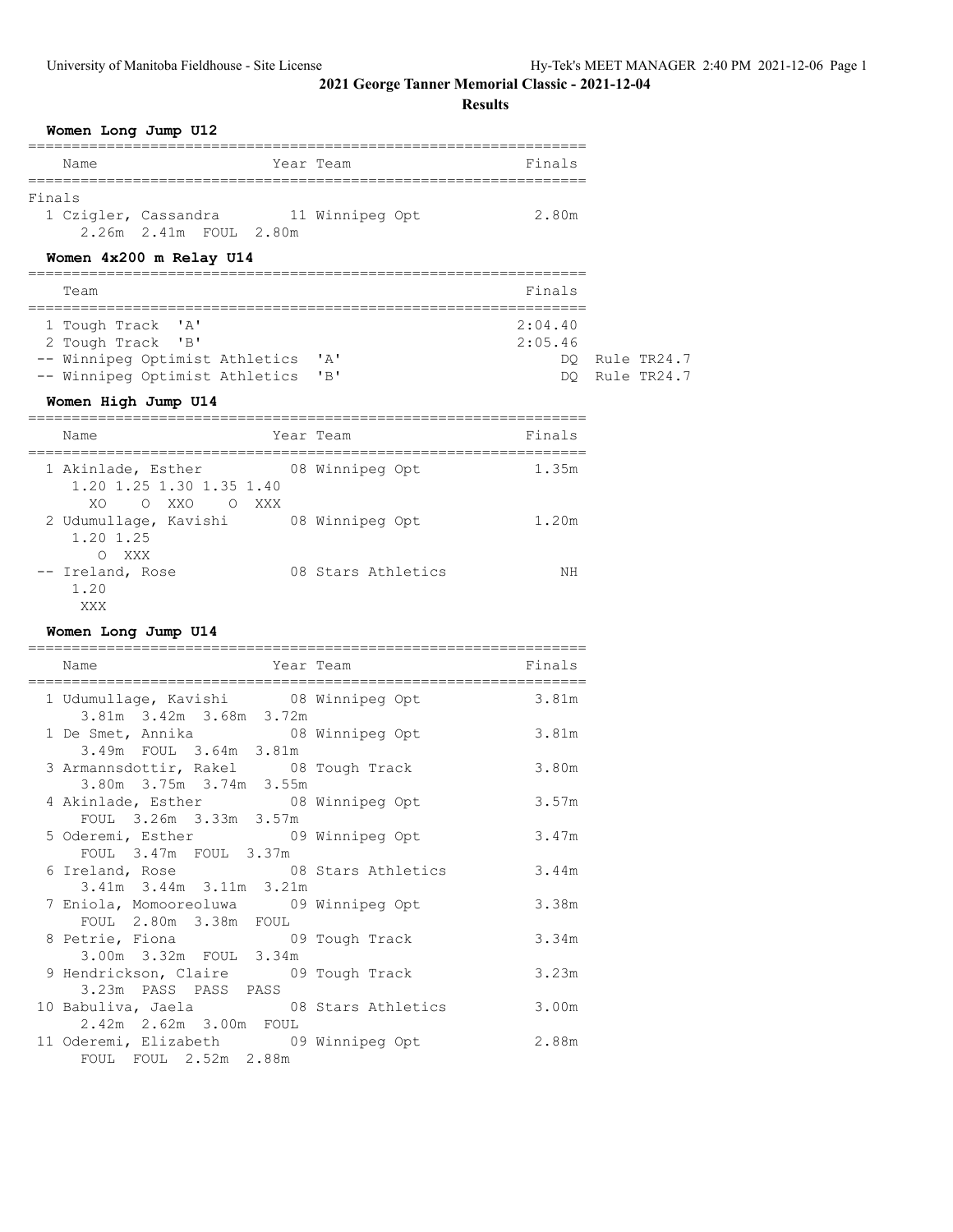# 2021 George Tanner Memorial Classic - 2021-12-04

## Results

### Women Long Jump U12

| Name | Year | Team | Finals |
|---|---|---|---|
| **Finals** | | | |
| 1 Czigler, Cassandra | 11 | Winnipeg Opt | 2.80m |
| 2.26m 2.41m FOUL 2.80m | | | |

### Women 4x200 m Relay U14

| Team | Finals | |
|---|---|---|
| 1 Tough Track 'A' | 2:04.40 | |
| 2 Tough Track 'B' | 2:05.46 | |
| -- Winnipeg Optimist Athletics 'A' | DQ | Rule TR24.7 |
| -- Winnipeg Optimist Athletics 'B' | DQ | Rule TR24.7 |

### Women High Jump U14

| Name | Year | Team | Finals |
|---|---|---|---|
| 1 Akinlade, Esther | 08 | Winnipeg Opt | 1.35m |
| 1.20 1.25 1.30 1.35 1.40 | | | |
| XO O XXO O XXX | | | |
| 2 Udumullage, Kavishi | 08 | Winnipeg Opt | 1.20m |
| 1.20 1.25 | | | |
| O XXX | | | |
| -- Ireland, Rose | 08 | Stars Athletics | NH |
| 1.20 | | | |
| XXX | | | |

### Women Long Jump U14

| Name | Year | Team | Finals |
|---|---|---|---|
| 1 Udumullage, Kavishi | 08 | Winnipeg Opt | 3.81m |
| 3.81m 3.42m 3.68m 3.72m | | | |
| 1 De Smet, Annika | 08 | Winnipeg Opt | 3.81m |
| 3.49m FOUL 3.64m 3.81m | | | |
| 3 Armannsdottir, Rakel | 08 | Tough Track | 3.80m |
| 3.80m 3.75m 3.74m 3.55m | | | |
| 4 Akinlade, Esther | 08 | Winnipeg Opt | 3.57m |
| FOUL 3.26m 3.33m 3.57m | | | |
| 5 Oderemi, Esther | 09 | Winnipeg Opt | 3.47m |
| FOUL 3.47m FOUL 3.37m | | | |
| 6 Ireland, Rose | 08 | Stars Athletics | 3.44m |
| 3.41m 3.44m 3.11m 3.21m | | | |
| 7 Eniola, Momooreoluwa | 09 | Winnipeg Opt | 3.38m |
| FOUL 2.80m 3.38m FOUL | | | |
| 8 Petrie, Fiona | 09 | Tough Track | 3.34m |
| 3.00m 3.32m FOUL 3.34m | | | |
| 9 Hendrickson, Claire | 09 | Tough Track | 3.23m |
| 3.23m PASS PASS PASS | | | |
| 10 Babuliva, Jaela | 08 | Stars Athletics | 3.00m |
| 2.42m 2.62m 3.00m FOUL | | | |
| 11 Oderemi, Elizabeth | 09 | Winnipeg Opt | 2.88m |
| FOUL FOUL 2.52m 2.88m | | | |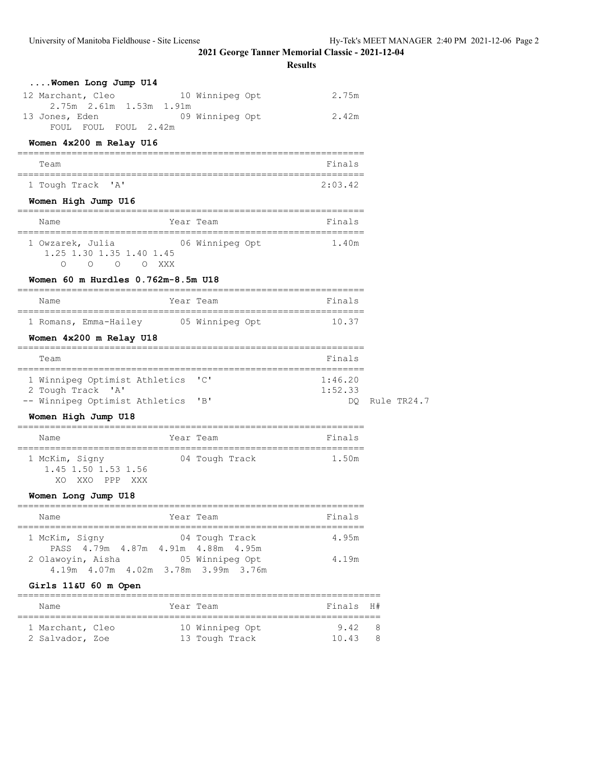## 2021 George Tanner Memorial Classic - 2021-12-04

**Results**

### ....Women Long Jump U14

| Name | Year Team | Finals |
|---|---|---|
| 12 Marchant, Cleo | 10 Winnipeg Opt | 2.75m |
| 2.75m 2.61m 1.53m 1.91m | | |
| 13 Jones, Eden | 09 Winnipeg Opt | 2.42m |
| FOUL FOUL FOUL 2.42m | | |

### Women 4x200 m Relay U16

| Team | Finals |
|---|---|
| 1 Tough Track 'A' | 2:03.42 |

### Women High Jump U16

| Name | Year Team | Finals |
|---|---|---|
| 1 Owzarek, Julia | 06 Winnipeg Opt | 1.40m |
| 1.25 1.30 1.35 1.40 1.45 | | |
| O O O O XXX | | |

### Women 60 m Hurdles 0.762m-8.5m U18

| Name | Year Team | Finals |
|---|---|---|
| 1 Romans, Emma-Hailey | 05 Winnipeg Opt | 10.37 |

### Women 4x200 m Relay U18

| Team | Finals | |
|---|---|---|
| 1 Winnipeg Optimist Athletics 'C' | 1:46.20 | |
| 2 Tough Track 'A' | 1:52.33 | |
| -- Winnipeg Optimist Athletics 'B' | DQ | Rule TR24.7 |

### Women High Jump U18

| Name | Year Team | Finals |
|---|---|---|
| 1 McKim, Signy | 04 Tough Track | 1.50m |
| 1.45 1.50 1.53 1.56 | | |
| XO XXO PPP XXX | | |

### Women Long Jump U18

| Name | Year Team | Finals |
|---|---|---|
| 1 McKim, Signy | 04 Tough Track | 4.95m |
| PASS 4.79m 4.87m 4.91m 4.88m 4.95m | | |
| 2 Olawoyin, Aisha | 05 Winnipeg Opt | 4.19m |
| 4.19m 4.07m 4.02m 3.78m 3.99m 3.76m | | |

### Girls 11&U 60 m Open

| Name | Year Team | Finals | H# |
|---|---|---|---|
| 1 Marchant, Cleo | 10 Winnipeg Opt | 9.42 | 8 |
| 2 Salvador, Zoe | 13 Tough Track | 10.43 | 8 |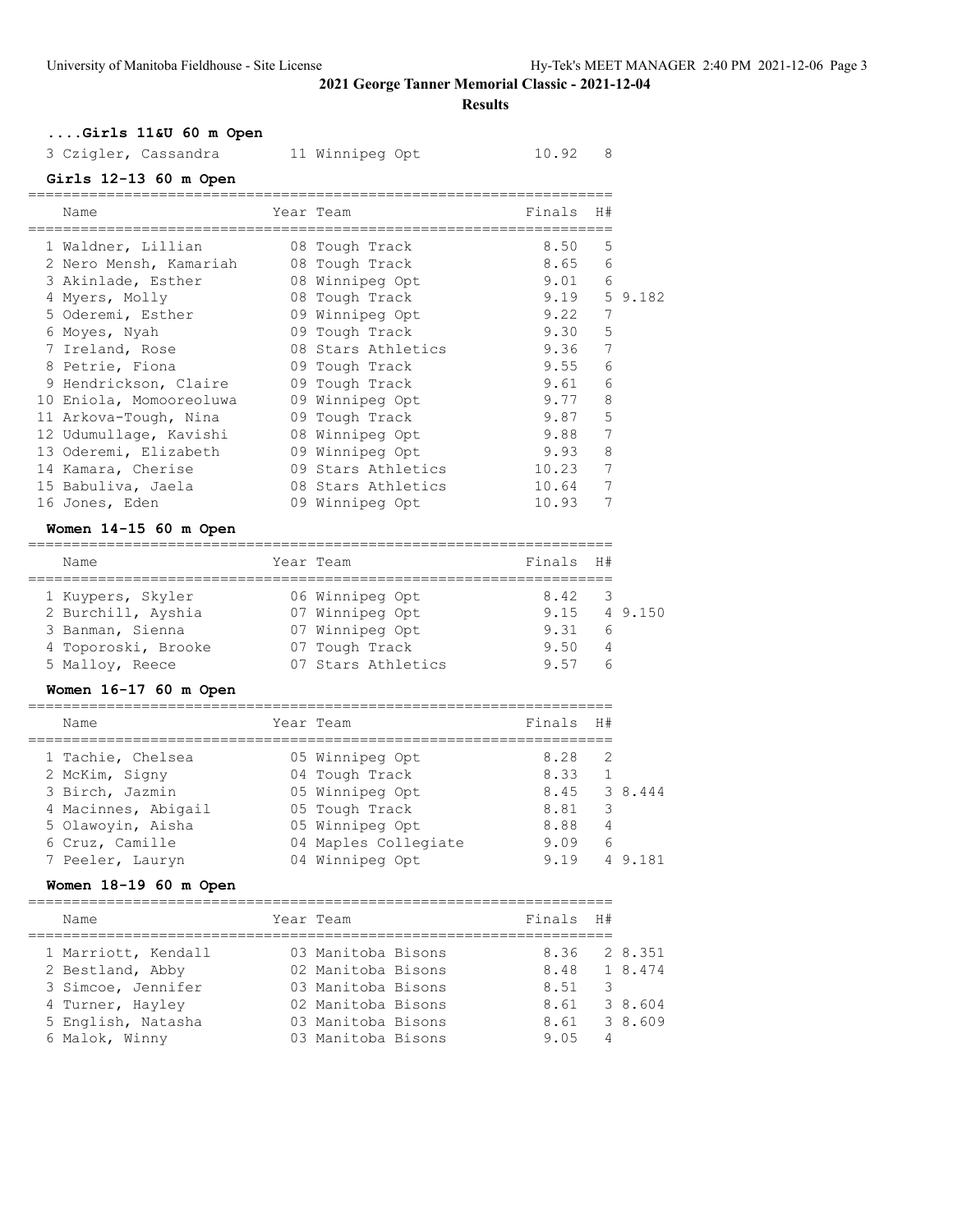## 2021 George Tanner Memorial Classic - 2021-12-04

### Results

#### ....Girls 11&U 60 m Open

| Name | Year | Team | Finals | H# | |
|---|---|---|---|---|---|
| 3 Czigler, Cassandra | 11 | Winnipeg Opt | 10.92 | 8 | |

#### Girls 12-13 60 m Open

| Name | Year | Team | Finals | H# | |
|---|---|---|---|---|---|
| 1 Waldner, Lillian | 08 | Tough Track | 8.50 | 5 | |
| 2 Nero Mensh, Kamariah | 08 | Tough Track | 8.65 | 6 | |
| 3 Akinlade, Esther | 08 | Winnipeg Opt | 9.01 | 6 | |
| 4 Myers, Molly | 08 | Tough Track | 9.19 | 5 | 9.182 |
| 5 Oderemi, Esther | 09 | Winnipeg Opt | 9.22 | 7 | |
| 6 Moyes, Nyah | 09 | Tough Track | 9.30 | 5 | |
| 7 Ireland, Rose | 08 | Stars Athletics | 9.36 | 7 | |
| 8 Petrie, Fiona | 09 | Tough Track | 9.55 | 6 | |
| 9 Hendrickson, Claire | 09 | Tough Track | 9.61 | 6 | |
| 10 Eniola, Momooreoluwa | 09 | Winnipeg Opt | 9.77 | 8 | |
| 11 Arkova-Tough, Nina | 09 | Tough Track | 9.87 | 5 | |
| 12 Udumullage, Kavishi | 08 | Winnipeg Opt | 9.88 | 7 | |
| 13 Oderemi, Elizabeth | 09 | Winnipeg Opt | 9.93 | 8 | |
| 14 Kamara, Cherise | 09 | Stars Athletics | 10.23 | 7 | |
| 15 Babuliva, Jaela | 08 | Stars Athletics | 10.64 | 7 | |
| 16 Jones, Eden | 09 | Winnipeg Opt | 10.93 | 7 | |

#### Women 14-15 60 m Open

| Name | Year | Team | Finals | H# | |
|---|---|---|---|---|---|
| 1 Kuypers, Skyler | 06 | Winnipeg Opt | 8.42 | 3 | |
| 2 Burchill, Ayshia | 07 | Winnipeg Opt | 9.15 | 4 | 9.150 |
| 3 Banman, Sienna | 07 | Winnipeg Opt | 9.31 | 6 | |
| 4 Toporoski, Brooke | 07 | Tough Track | 9.50 | 4 | |
| 5 Malloy, Reece | 07 | Stars Athletics | 9.57 | 6 | |

#### Women 16-17 60 m Open

| Name | Year | Team | Finals | H# | |
|---|---|---|---|---|---|
| 1 Tachie, Chelsea | 05 | Winnipeg Opt | 8.28 | 2 | |
| 2 McKim, Signy | 04 | Tough Track | 8.33 | 1 | |
| 3 Birch, Jazmin | 05 | Winnipeg Opt | 8.45 | 3 | 8.444 |
| 4 Macinnes, Abigail | 05 | Tough Track | 8.81 | 3 | |
| 5 Olawoyin, Aisha | 05 | Winnipeg Opt | 8.88 | 4 | |
| 6 Cruz, Camille | 04 | Maples Collegiate | 9.09 | 6 | |
| 7 Peeler, Lauryn | 04 | Winnipeg Opt | 9.19 | 4 | 9.181 |

#### Women 18-19 60 m Open

| Name | Year | Team | Finals | H# | |
|---|---|---|---|---|---|
| 1 Marriott, Kendall | 03 | Manitoba Bisons | 8.36 | 2 | 8.351 |
| 2 Bestland, Abby | 02 | Manitoba Bisons | 8.48 | 1 | 8.474 |
| 3 Simcoe, Jennifer | 03 | Manitoba Bisons | 8.51 | 3 | |
| 4 Turner, Hayley | 02 | Manitoba Bisons | 8.61 | 3 | 8.604 |
| 5 English, Natasha | 03 | Manitoba Bisons | 8.61 | 3 | 8.609 |
| 6 Malok, Winny | 03 | Manitoba Bisons | 9.05 | 4 | |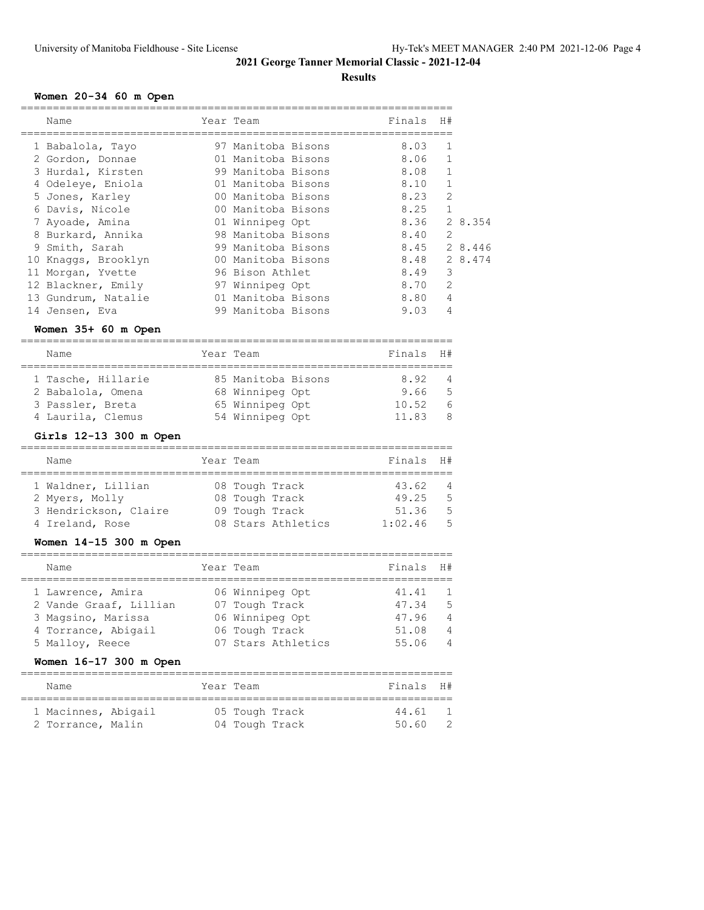# 2021 George Tanner Memorial Classic - 2021-12-04

## Results

### Women 20-34 60 m Open

| | Name | Year | Team | Finals | H# | |
|---|---|---|---|---|---|---|
| 1 | Babalola, Tayo | 97 | Manitoba Bisons | 8.03 | 1 | |
| 2 | Gordon, Donnae | 01 | Manitoba Bisons | 8.06 | 1 | |
| 3 | Hurdal, Kirsten | 99 | Manitoba Bisons | 8.08 | 1 | |
| 4 | Odeleye, Eniola | 01 | Manitoba Bisons | 8.10 | 1 | |
| 5 | Jones, Karley | 00 | Manitoba Bisons | 8.23 | 2 | |
| 6 | Davis, Nicole | 00 | Manitoba Bisons | 8.25 | 1 | |
| 7 | Ayoade, Amina | 01 | Winnipeg Opt | 8.36 | 2 | 8.354 |
| 8 | Burkard, Annika | 98 | Manitoba Bisons | 8.40 | 2 | |
| 9 | Smith, Sarah | 99 | Manitoba Bisons | 8.45 | 2 | 8.446 |
| 10 | Knaggs, Brooklyn | 00 | Manitoba Bisons | 8.48 | 2 | 8.474 |
| 11 | Morgan, Yvette | 96 | Bison Athlet | 8.49 | 3 | |
| 12 | Blackner, Emily | 97 | Winnipeg Opt | 8.70 | 2 | |
| 13 | Gundrum, Natalie | 01 | Manitoba Bisons | 8.80 | 4 | |
| 14 | Jensen, Eva | 99 | Manitoba Bisons | 9.03 | 4 | |

### Women 35+ 60 m Open

| | Name | Year | Team | Finals | H# |
|---|---|---|---|---|---|
| 1 | Tasche, Hillarie | 85 | Manitoba Bisons | 8.92 | 4 |
| 2 | Babalola, Omena | 68 | Winnipeg Opt | 9.66 | 5 |
| 3 | Passler, Breta | 65 | Winnipeg Opt | 10.52 | 6 |
| 4 | Laurila, Clemus | 54 | Winnipeg Opt | 11.83 | 8 |

### Girls 12-13 300 m Open

| | Name | Year | Team | Finals | H# |
|---|---|---|---|---|---|
| 1 | Waldner, Lillian | 08 | Tough Track | 43.62 | 4 |
| 2 | Myers, Molly | 08 | Tough Track | 49.25 | 5 |
| 3 | Hendrickson, Claire | 09 | Tough Track | 51.36 | 5 |
| 4 | Ireland, Rose | 08 | Stars Athletics | 1:02.46 | 5 |

### Women 14-15 300 m Open

| | Name | Year | Team | Finals | H# |
|---|---|---|---|---|---|
| 1 | Lawrence, Amira | 06 | Winnipeg Opt | 41.41 | 1 |
| 2 | Vande Graaf, Lillian | 07 | Tough Track | 47.34 | 5 |
| 3 | Magsino, Marissa | 06 | Winnipeg Opt | 47.96 | 4 |
| 4 | Torrance, Abigail | 06 | Tough Track | 51.08 | 4 |
| 5 | Malloy, Reece | 07 | Stars Athletics | 55.06 | 4 |

### Women 16-17 300 m Open

| | Name | Year | Team | Finals | H# |
|---|---|---|---|---|---|
| 1 | Macinnes, Abigail | 05 | Tough Track | 44.61 | 1 |
| 2 | Torrance, Malin | 04 | Tough Track | 50.60 | 2 |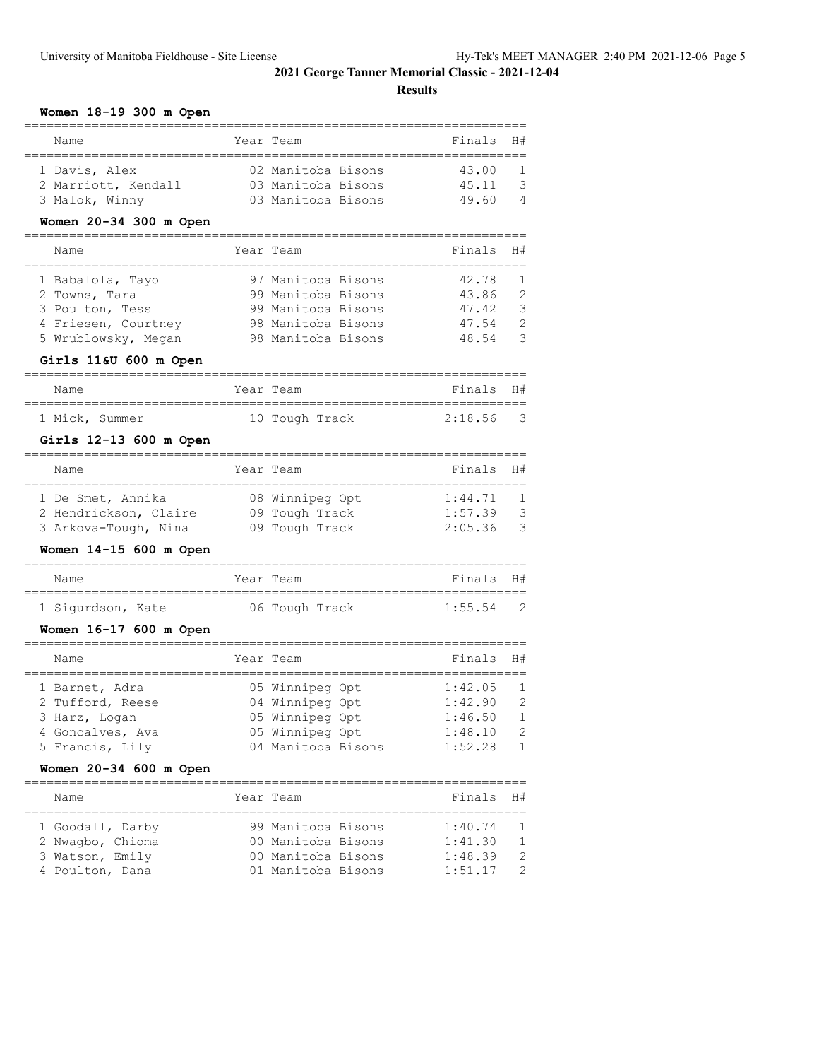# 2021 George Tanner Memorial Classic - 2021-12-04

## Results

### Women 18-19 300 m Open

| Name | Year | Team | Finals | H# |
|---|---|---|---|---|
| 1 Davis, Alex | 02 | Manitoba Bisons | 43.00 | 1 |
| 2 Marriott, Kendall | 03 | Manitoba Bisons | 45.11 | 3 |
| 3 Malok, Winny | 03 | Manitoba Bisons | 49.60 | 4 |

### Women 20-34 300 m Open

| Name | Year | Team | Finals | H# |
|---|---|---|---|---|
| 1 Babalola, Tayo | 97 | Manitoba Bisons | 42.78 | 1 |
| 2 Towns, Tara | 99 | Manitoba Bisons | 43.86 | 2 |
| 3 Poulton, Tess | 99 | Manitoba Bisons | 47.42 | 3 |
| 4 Friesen, Courtney | 98 | Manitoba Bisons | 47.54 | 2 |
| 5 Wrublowsky, Megan | 98 | Manitoba Bisons | 48.54 | 3 |

### Girls 11&U 600 m Open

| Name | Year | Team | Finals | H# |
|---|---|---|---|---|
| 1 Mick, Summer | 10 | Tough Track | 2:18.56 | 3 |

### Girls 12-13 600 m Open

| Name | Year | Team | Finals | H# |
|---|---|---|---|---|
| 1 De Smet, Annika | 08 | Winnipeg Opt | 1:44.71 | 1 |
| 2 Hendrickson, Claire | 09 | Tough Track | 1:57.39 | 3 |
| 3 Arkova-Tough, Nina | 09 | Tough Track | 2:05.36 | 3 |

### Women 14-15 600 m Open

| Name | Year | Team | Finals | H# |
|---|---|---|---|---|
| 1 Sigurdson, Kate | 06 | Tough Track | 1:55.54 | 2 |

### Women 16-17 600 m Open

| Name | Year | Team | Finals | H# |
|---|---|---|---|---|
| 1 Barnet, Adra | 05 | Winnipeg Opt | 1:42.05 | 1 |
| 2 Tufford, Reese | 04 | Winnipeg Opt | 1:42.90 | 2 |
| 3 Harz, Logan | 05 | Winnipeg Opt | 1:46.50 | 1 |
| 4 Goncalves, Ava | 05 | Winnipeg Opt | 1:48.10 | 2 |
| 5 Francis, Lily | 04 | Manitoba Bisons | 1:52.28 | 1 |

### Women 20-34 600 m Open

| Name | Year | Team | Finals | H# |
|---|---|---|---|---|
| 1 Goodall, Darby | 99 | Manitoba Bisons | 1:40.74 | 1 |
| 2 Nwagbo, Chioma | 00 | Manitoba Bisons | 1:41.30 | 1 |
| 3 Watson, Emily | 00 | Manitoba Bisons | 1:48.39 | 2 |
| 4 Poulton, Dana | 01 | Manitoba Bisons | 1:51.17 | 2 |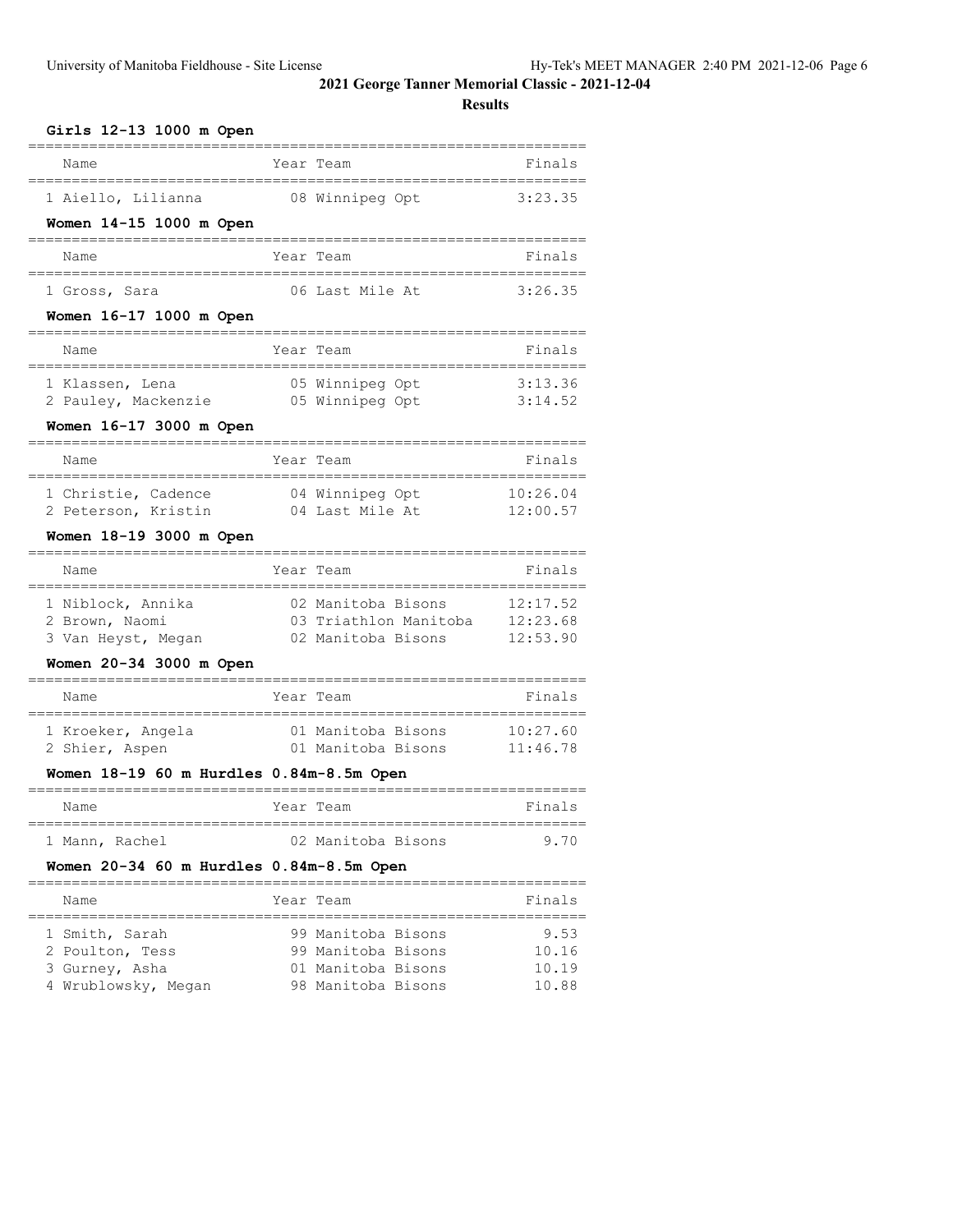# 2021 George Tanner Memorial Classic - 2021-12-04

## Results

### Girls 12-13 1000 m Open

| Name | Year | Team | Finals |
|---|---|---|---|
| 1 Aiello, Lilianna | 08 | Winnipeg Opt | 3:23.35 |

### Women 14-15 1000 m Open

| Name | Year | Team | Finals |
|---|---|---|---|
| 1 Gross, Sara | 06 | Last Mile At | 3:26.35 |

### Women 16-17 1000 m Open

| Name | Year | Team | Finals |
|---|---|---|---|
| 1 Klassen, Lena | 05 | Winnipeg Opt | 3:13.36 |
| 2 Pauley, Mackenzie | 05 | Winnipeg Opt | 3:14.52 |

### Women 16-17 3000 m Open

| Name | Year | Team | Finals |
|---|---|---|---|
| 1 Christie, Cadence | 04 | Winnipeg Opt | 10:26.04 |
| 2 Peterson, Kristin | 04 | Last Mile At | 12:00.57 |

### Women 18-19 3000 m Open

| Name | Year | Team | Finals |
|---|---|---|---|
| 1 Niblock, Annika | 02 | Manitoba Bisons | 12:17.52 |
| 2 Brown, Naomi | 03 | Triathlon Manitoba | 12:23.68 |
| 3 Van Heyst, Megan | 02 | Manitoba Bisons | 12:53.90 |

### Women 20-34 3000 m Open

| Name | Year | Team | Finals |
|---|---|---|---|
| 1 Kroeker, Angela | 01 | Manitoba Bisons | 10:27.60 |
| 2 Shier, Aspen | 01 | Manitoba Bisons | 11:46.78 |

### Women 18-19 60 m Hurdles 0.84m-8.5m Open

| Name | Year | Team | Finals |
|---|---|---|---|
| 1 Mann, Rachel | 02 | Manitoba Bisons | 9.70 |

### Women 20-34 60 m Hurdles 0.84m-8.5m Open

| Name | Year | Team | Finals |
|---|---|---|---|
| 1 Smith, Sarah | 99 | Manitoba Bisons | 9.53 |
| 2 Poulton, Tess | 99 | Manitoba Bisons | 10.16 |
| 3 Gurney, Asha | 01 | Manitoba Bisons | 10.19 |
| 4 Wrublowsky, Megan | 98 | Manitoba Bisons | 10.88 |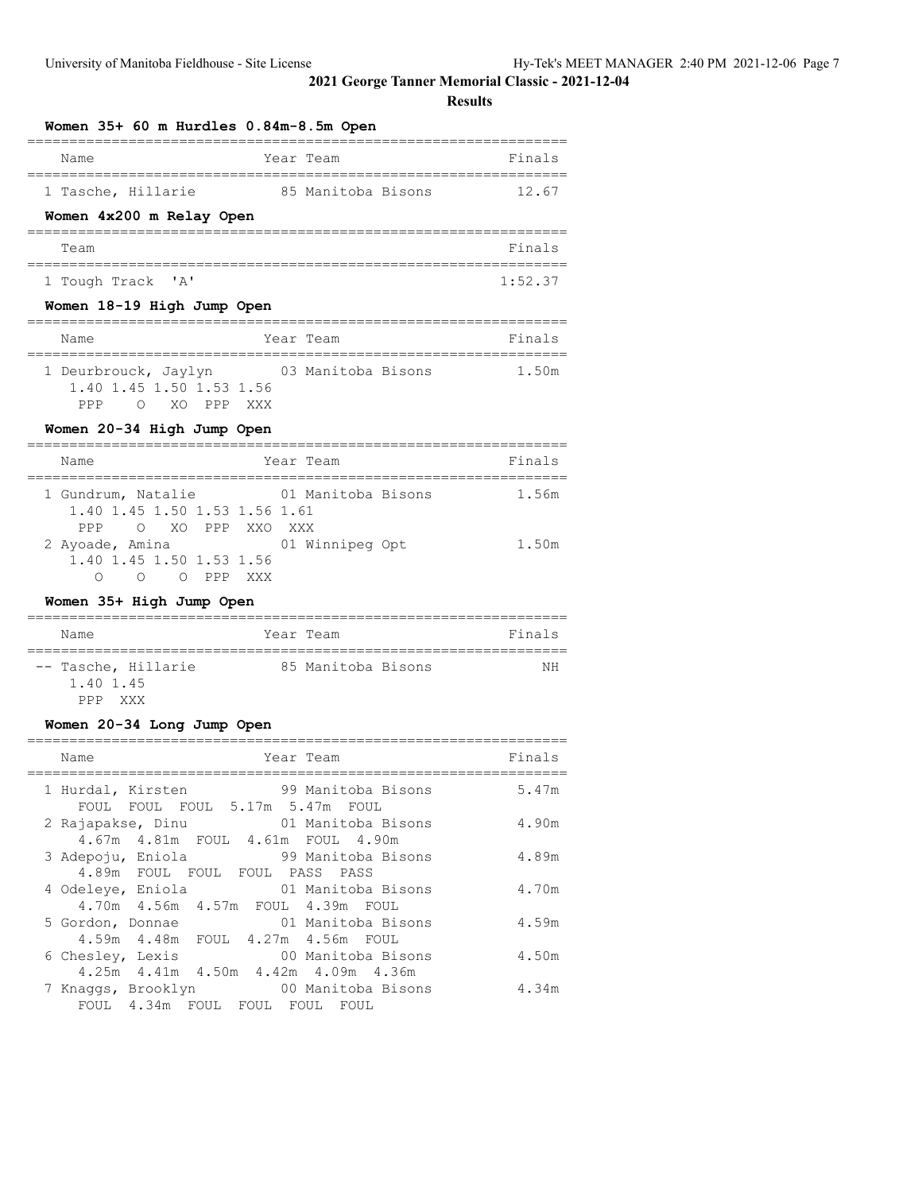# 2021 George Tanner Memorial Classic - 2021-12-04

## Results

### Women 35+ 60 m Hurdles 0.84m-8.5m Open

| Name | Year | Team | Finals |
|---|---|---|---|
| 1 Tasche, Hillarie | 85 | Manitoba Bisons | 12.67 |

### Women 4x200 m Relay Open

| Team | Finals |
|---|---|
| 1 Tough Track 'A' | 1:52.37 |

### Women 18-19 High Jump Open

| Name | Year | Team | Finals |
|---|---|---|---|
| 1 Deurbrouck, Jaylyn | 03 | Manitoba Bisons | 1.50m |

1.40 1.45 1.50 1.53 1.56
PPP O XO PPP XXX

### Women 20-34 High Jump Open

| Name | Year | Team | Finals |
|---|---|---|---|
| 1 Gundrum, Natalie | 01 | Manitoba Bisons | 1.56m |
| 2 Ayoade, Amina | 01 | Winnipeg Opt | 1.50m |

Gundrum, Natalie: 1.40 1.45 1.50 1.53 1.56 1.61 — PPP O XO PPP XXO XXX

Ayoade, Amina: 1.40 1.45 1.50 1.53 1.56 — O O O PPP XXX

### Women 35+ High Jump Open

| Name | Year | Team | Finals |
|---|---|---|---|
| -- Tasche, Hillarie | 85 | Manitoba Bisons | NH |

1.40 1.45
PPP XXX

### Women 20-34 Long Jump Open

| Name | Year | Team | Finals |
|---|---|---|---|
| 1 Hurdal, Kirsten | 99 | Manitoba Bisons | 5.47m |
| FOUL FOUL FOUL 5.17m 5.47m FOUL | | | |
| 2 Rajapakse, Dinu | 01 | Manitoba Bisons | 4.90m |
| 4.67m 4.81m FOUL 4.61m FOUL 4.90m | | | |
| 3 Adepoju, Eniola | 99 | Manitoba Bisons | 4.89m |
| 4.89m FOUL FOUL FOUL PASS PASS | | | |
| 4 Odeleye, Eniola | 01 | Manitoba Bisons | 4.70m |
| 4.70m 4.56m 4.57m FOUL 4.39m FOUL | | | |
| 5 Gordon, Donnae | 01 | Manitoba Bisons | 4.59m |
| 4.59m 4.48m FOUL 4.27m 4.56m FOUL | | | |
| 6 Chesley, Lexis | 00 | Manitoba Bisons | 4.50m |
| 4.25m 4.41m 4.50m 4.42m 4.09m 4.36m | | | |
| 7 Knaggs, Brooklyn | 00 | Manitoba Bisons | 4.34m |
| FOUL 4.34m FOUL FOUL FOUL FOUL | | | |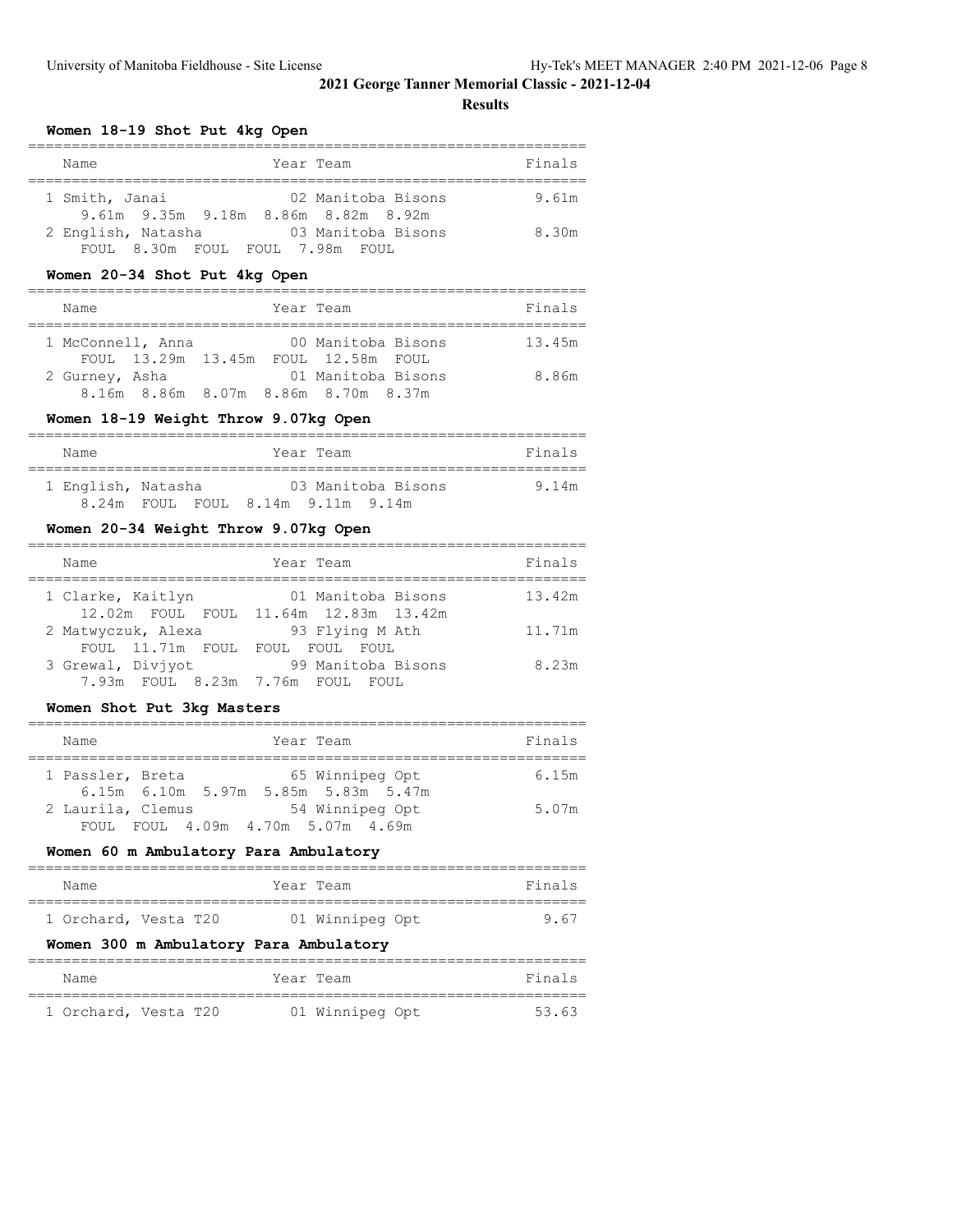## 2021 George Tanner Memorial Classic - 2021-12-04

### Results

#### Women 18-19 Shot Put 4kg Open

| Name | Year | Team | Finals |
|---|---|---|---|
| 1 Smith, Janai | 02 | Manitoba Bisons | 9.61m |
| 9.61m 9.35m 9.18m 8.86m 8.82m 8.92m | | | |
| 2 English, Natasha | 03 | Manitoba Bisons | 8.30m |
| FOUL 8.30m FOUL FOUL 7.98m FOUL | | | |

#### Women 20-34 Shot Put 4kg Open

| Name | Year | Team | Finals |
|---|---|---|---|
| 1 McConnell, Anna | 00 | Manitoba Bisons | 13.45m |
| FOUL 13.29m 13.45m FOUL 12.58m FOUL | | | |
| 2 Gurney, Asha | 01 | Manitoba Bisons | 8.86m |
| 8.16m 8.86m 8.07m 8.86m 8.70m 8.37m | | | |

#### Women 18-19 Weight Throw 9.07kg Open

| Name | Year | Team | Finals |
|---|---|---|---|
| 1 English, Natasha | 03 | Manitoba Bisons | 9.14m |
| 8.24m FOUL FOUL 8.14m 9.11m 9.14m | | | |

#### Women 20-34 Weight Throw 9.07kg Open

| Name | Year | Team | Finals |
|---|---|---|---|
| 1 Clarke, Kaitlyn | 01 | Manitoba Bisons | 13.42m |
| 12.02m FOUL FOUL 11.64m 12.83m 13.42m | | | |
| 2 Matwyczuk, Alexa | 93 | Flying M Ath | 11.71m |
| FOUL 11.71m FOUL FOUL FOUL FOUL | | | |
| 3 Grewal, Divjyot | 99 | Manitoba Bisons | 8.23m |
| 7.93m FOUL 8.23m 7.76m FOUL FOUL | | | |

#### Women Shot Put 3kg Masters

| Name | Year | Team | Finals |
|---|---|---|---|
| 1 Passler, Breta | 65 | Winnipeg Opt | 6.15m |
| 6.15m 6.10m 5.97m 5.85m 5.83m 5.47m | | | |
| 2 Laurila, Clemus | 54 | Winnipeg Opt | 5.07m |
| FOUL FOUL 4.09m 4.70m 5.07m 4.69m | | | |

#### Women 60 m Ambulatory Para Ambulatory

| Name | Year | Team | Finals |
|---|---|---|---|
| 1 Orchard, Vesta T20 | 01 | Winnipeg Opt | 9.67 |

#### Women 300 m Ambulatory Para Ambulatory

| Name | Year | Team | Finals |
|---|---|---|---|
| 1 Orchard, Vesta T20 | 01 | Winnipeg Opt | 53.63 |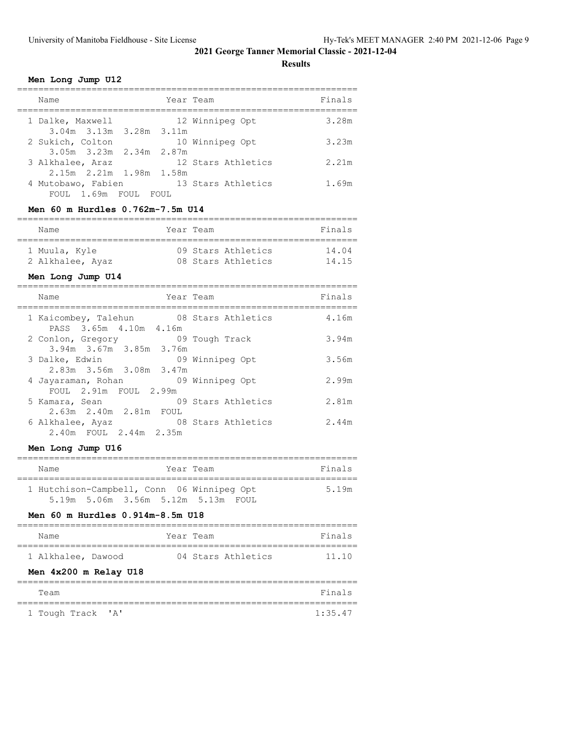## 2021 George Tanner Memorial Classic - 2021-12-04

### Results

#### Men Long Jump U12

| Name | Year | Team | Finals |
|---|---|---|---|
| 1 Dalke, Maxwell | 12 | Winnipeg Opt | 3.28m |
| 3.04m 3.13m 3.28m 3.11m | | | |
| 2 Sukich, Colton | 10 | Winnipeg Opt | 3.23m |
| 3.05m 3.23m 2.34m 2.87m | | | |
| 3 Alkhalee, Araz | 12 | Stars Athletics | 2.21m |
| 2.15m 2.21m 1.98m 1.58m | | | |
| 4 Mutobawo, Fabien | 13 | Stars Athletics | 1.69m |
| FOUL 1.69m FOUL FOUL | | | |

#### Men 60 m Hurdles 0.762m-7.5m U14

| Name | Year | Team | Finals |
|---|---|---|---|
| 1 Muula, Kyle | 09 | Stars Athletics | 14.04 |
| 2 Alkhalee, Ayaz | 08 | Stars Athletics | 14.15 |

#### Men Long Jump U14

| Name | Year | Team | Finals |
|---|---|---|---|
| 1 Kaicombey, Talehun | 08 | Stars Athletics | 4.16m |
| PASS 3.65m 4.10m 4.16m | | | |
| 2 Conlon, Gregory | 09 | Tough Track | 3.94m |
| 3.94m 3.67m 3.85m 3.76m | | | |
| 3 Dalke, Edwin | 09 | Winnipeg Opt | 3.56m |
| 2.83m 3.56m 3.08m 3.47m | | | |
| 4 Jayaraman, Rohan | 09 | Winnipeg Opt | 2.99m |
| FOUL 2.91m FOUL 2.99m | | | |
| 5 Kamara, Sean | 09 | Stars Athletics | 2.81m |
| 2.63m 2.40m 2.81m FOUL | | | |
| 6 Alkhalee, Ayaz | 08 | Stars Athletics | 2.44m |
| 2.40m FOUL 2.44m 2.35m | | | |

#### Men Long Jump U16

| Name | Year | Team | Finals |
|---|---|---|---|
| 1 Hutchison-Campbell, Conn | 06 | Winnipeg Opt | 5.19m |
| 5.19m 5.06m 3.56m 5.12m 5.13m FOUL | | | |

#### Men 60 m Hurdles 0.914m-8.5m U18

| Name | Year | Team | Finals |
|---|---|---|---|
| 1 Alkhalee, Dawood | 04 | Stars Athletics | 11.10 |

#### Men 4x200 m Relay U18

| Team | Finals |
|---|---|
| 1 Tough Track 'A' | 1:35.47 |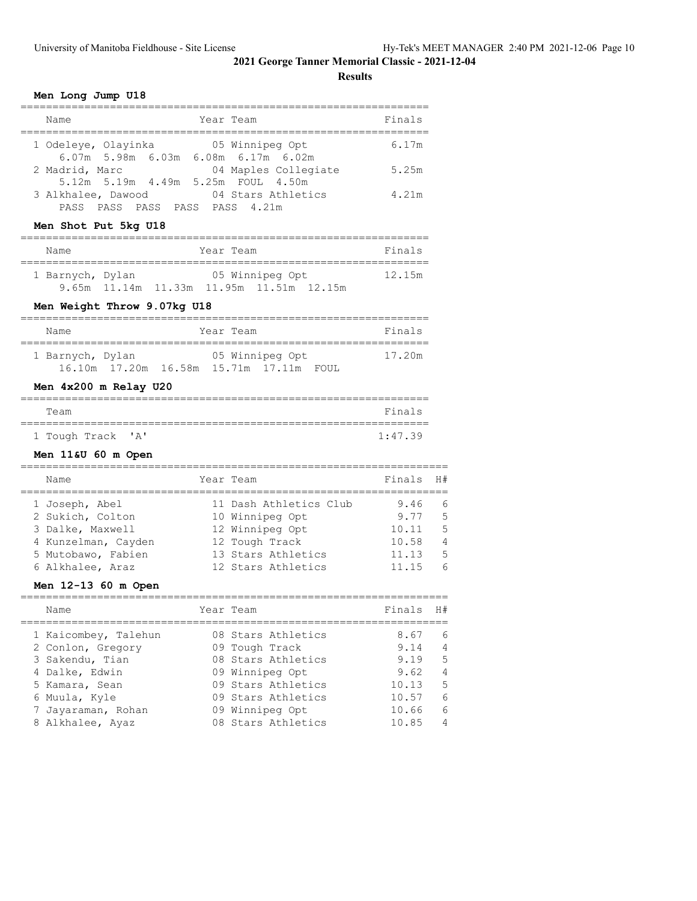## 2021 George Tanner Memorial Classic - 2021-12-04

### Results

#### Men Long Jump U18

| Name | Year | Team | Finals |
|---|---|---|---|
| 1 Odeleye, Olayinka | 05 | Winnipeg Opt | 6.17m |
| 6.07m 5.98m 6.03m 6.08m 6.17m 6.02m | | | |
| 2 Madrid, Marc | 04 | Maples Collegiate | 5.25m |
| 5.12m 5.19m 4.49m 5.25m FOUL 4.50m | | | |
| 3 Alkhalee, Dawood | 04 | Stars Athletics | 4.21m |
| PASS PASS PASS PASS PASS 4.21m | | | |

#### Men Shot Put 5kg U18

| Name | Year | Team | Finals |
|---|---|---|---|
| 1 Barnych, Dylan | 05 | Winnipeg Opt | 12.15m |
| 9.65m 11.14m 11.33m 11.95m 11.51m 12.15m | | | |

#### Men Weight Throw 9.07kg U18

| Name | Year | Team | Finals |
|---|---|---|---|
| 1 Barnych, Dylan | 05 | Winnipeg Opt | 17.20m |
| 16.10m 17.20m 16.58m 15.71m 17.11m FOUL | | | |

#### Men 4x200 m Relay U20

| Team | Finals |
|---|---|
| 1 Tough Track 'A' | 1:47.39 |

#### Men 11&U 60 m Open

| Name | Year | Team | Finals | H# |
|---|---|---|---|---|
| 1 Joseph, Abel | 11 | Dash Athletics Club | 9.46 | 6 |
| 2 Sukich, Colton | 10 | Winnipeg Opt | 9.77 | 5 |
| 3 Dalke, Maxwell | 12 | Winnipeg Opt | 10.11 | 5 |
| 4 Kunzelman, Cayden | 12 | Tough Track | 10.58 | 4 |
| 5 Mutobawo, Fabien | 13 | Stars Athletics | 11.13 | 5 |
| 6 Alkhalee, Araz | 12 | Stars Athletics | 11.15 | 6 |

#### Men 12-13 60 m Open

| Name | Year | Team | Finals | H# |
|---|---|---|---|---|
| 1 Kaicombey, Talehun | 08 | Stars Athletics | 8.67 | 6 |
| 2 Conlon, Gregory | 09 | Tough Track | 9.14 | 4 |
| 3 Sakendu, Tian | 08 | Stars Athletics | 9.19 | 5 |
| 4 Dalke, Edwin | 09 | Winnipeg Opt | 9.62 | 4 |
| 5 Kamara, Sean | 09 | Stars Athletics | 10.13 | 5 |
| 6 Muula, Kyle | 09 | Stars Athletics | 10.57 | 6 |
| 7 Jayaraman, Rohan | 09 | Winnipeg Opt | 10.66 | 6 |
| 8 Alkhalee, Ayaz | 08 | Stars Athletics | 10.85 | 4 |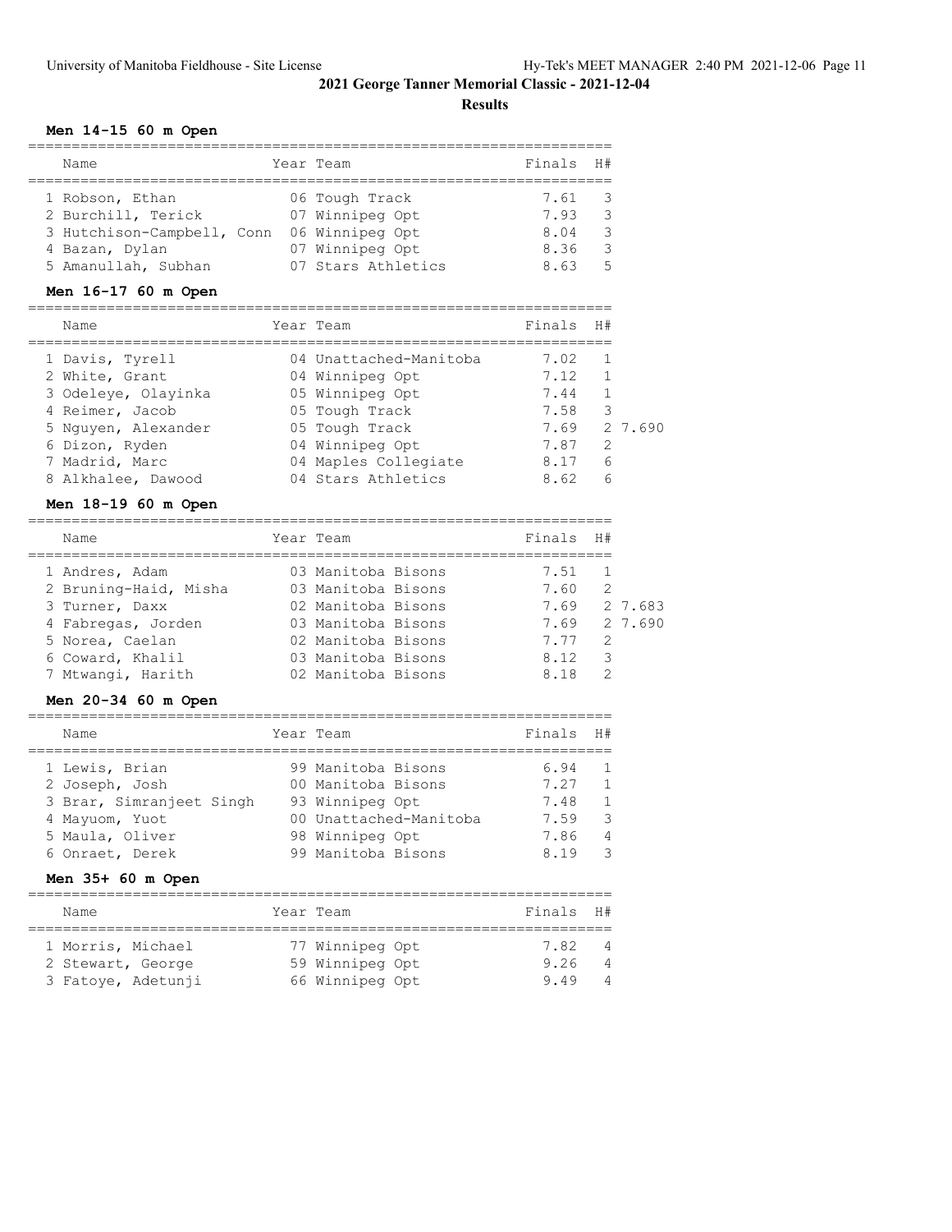# 2021 George Tanner Memorial Classic - 2021-12-04

## Results

### Men 14-15 60 m Open

| | Name | Year | Team | Finals | H# | |
|---|---|---|---|---|---|---|
| 1 | Robson, Ethan | 06 | Tough Track | 7.61 | 3 | |
| 2 | Burchill, Terick | 07 | Winnipeg Opt | 7.93 | 3 | |
| 3 | Hutchison-Campbell, Conn | 06 | Winnipeg Opt | 8.04 | 3 | |
| 4 | Bazan, Dylan | 07 | Winnipeg Opt | 8.36 | 3 | |
| 5 | Amanullah, Subhan | 07 | Stars Athletics | 8.63 | 5 | |

### Men 16-17 60 m Open

| | Name | Year | Team | Finals | H# | |
|---|---|---|---|---|---|---|
| 1 | Davis, Tyrell | 04 | Unattached-Manitoba | 7.02 | 1 | |
| 2 | White, Grant | 04 | Winnipeg Opt | 7.12 | 1 | |
| 3 | Odeleye, Olayinka | 05 | Winnipeg Opt | 7.44 | 1 | |
| 4 | Reimer, Jacob | 05 | Tough Track | 7.58 | 3 | |
| 5 | Nguyen, Alexander | 05 | Tough Track | 7.69 | 2 | 7.690 |
| 6 | Dizon, Ryden | 04 | Winnipeg Opt | 7.87 | 2 | |
| 7 | Madrid, Marc | 04 | Maples Collegiate | 8.17 | 6 | |
| 8 | Alkhalee, Dawood | 04 | Stars Athletics | 8.62 | 6 | |

### Men 18-19 60 m Open

| | Name | Year | Team | Finals | H# | |
|---|---|---|---|---|---|---|
| 1 | Andres, Adam | 03 | Manitoba Bisons | 7.51 | 1 | |
| 2 | Bruning-Haid, Misha | 03 | Manitoba Bisons | 7.60 | 2 | |
| 3 | Turner, Daxx | 02 | Manitoba Bisons | 7.69 | 2 | 7.683 |
| 4 | Fabregas, Jorden | 03 | Manitoba Bisons | 7.69 | 2 | 7.690 |
| 5 | Norea, Caelan | 02 | Manitoba Bisons | 7.77 | 2 | |
| 6 | Coward, Khalil | 03 | Manitoba Bisons | 8.12 | 3 | |
| 7 | Mtwangi, Harith | 02 | Manitoba Bisons | 8.18 | 2 | |

### Men 20-34 60 m Open

| | Name | Year | Team | Finals | H# |
|---|---|---|---|---|---|
| 1 | Lewis, Brian | 99 | Manitoba Bisons | 6.94 | 1 |
| 2 | Joseph, Josh | 00 | Manitoba Bisons | 7.27 | 1 |
| 3 | Brar, Simranjeet Singh | 93 | Winnipeg Opt | 7.48 | 1 |
| 4 | Mayuom, Yuot | 00 | Unattached-Manitoba | 7.59 | 3 |
| 5 | Maula, Oliver | 98 | Winnipeg Opt | 7.86 | 4 |
| 6 | Onraet, Derek | 99 | Manitoba Bisons | 8.19 | 3 |

### Men 35+ 60 m Open

| | Name | Year | Team | Finals | H# |
|---|---|---|---|---|---|
| 1 | Morris, Michael | 77 | Winnipeg Opt | 7.82 | 4 |
| 2 | Stewart, George | 59 | Winnipeg Opt | 9.26 | 4 |
| 3 | Fatoye, Adetunji | 66 | Winnipeg Opt | 9.49 | 4 |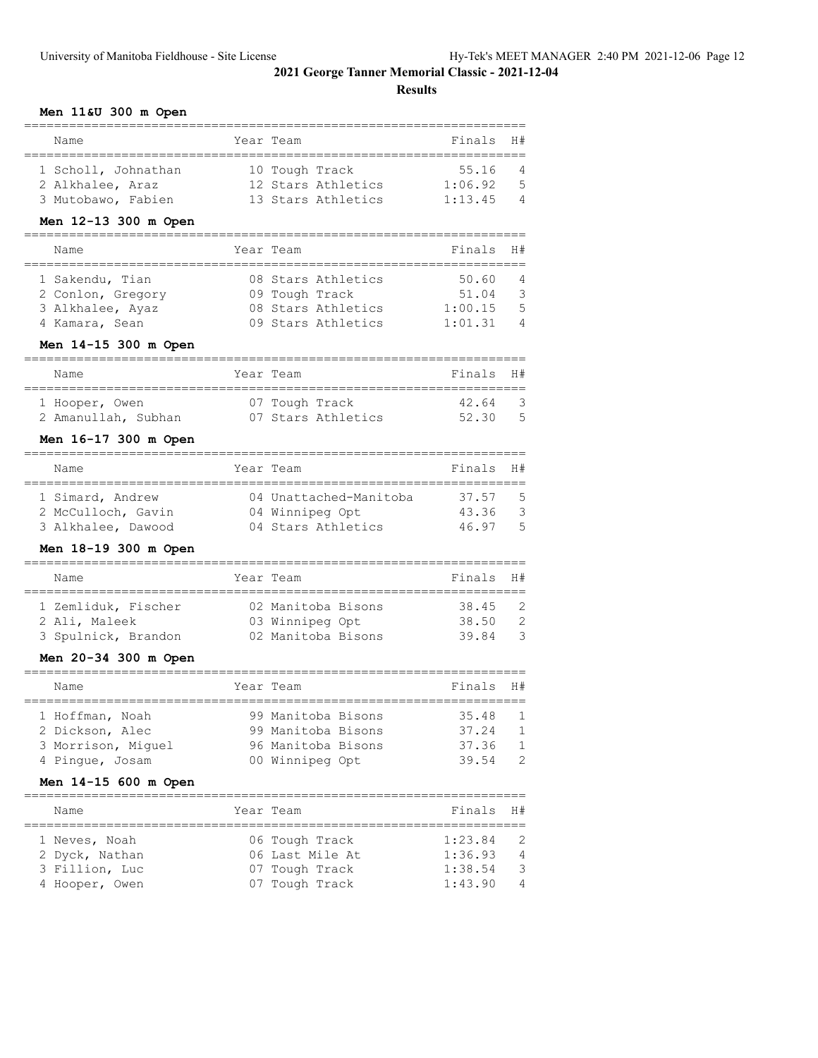## 2021 George Tanner Memorial Classic - 2021-12-04

### Results

**Men 11&U 300 m Open**

| | Name | Year | Team | Finals | H# |
|---|---|---|---|---|---|
| 1 | Scholl, Johnathan | 10 | Tough Track | 55.16 | 4 |
| 2 | Alkhalee, Araz | 12 | Stars Athletics | 1:06.92 | 5 |
| 3 | Mutobawo, Fabien | 13 | Stars Athletics | 1:13.45 | 4 |

**Men 12-13 300 m Open**

| | Name | Year | Team | Finals | H# |
|---|---|---|---|---|---|
| 1 | Sakendu, Tian | 08 | Stars Athletics | 50.60 | 4 |
| 2 | Conlon, Gregory | 09 | Tough Track | 51.04 | 3 |
| 3 | Alkhalee, Ayaz | 08 | Stars Athletics | 1:00.15 | 5 |
| 4 | Kamara, Sean | 09 | Stars Athletics | 1:01.31 | 4 |

**Men 14-15 300 m Open**

| | Name | Year | Team | Finals | H# |
|---|---|---|---|---|---|
| 1 | Hooper, Owen | 07 | Tough Track | 42.64 | 3 |
| 2 | Amanullah, Subhan | 07 | Stars Athletics | 52.30 | 5 |

**Men 16-17 300 m Open**

| | Name | Year | Team | Finals | H# |
|---|---|---|---|---|---|
| 1 | Simard, Andrew | 04 | Unattached-Manitoba | 37.57 | 5 |
| 2 | McCulloch, Gavin | 04 | Winnipeg Opt | 43.36 | 3 |
| 3 | Alkhalee, Dawood | 04 | Stars Athletics | 46.97 | 5 |

**Men 18-19 300 m Open**

| | Name | Year | Team | Finals | H# |
|---|---|---|---|---|---|
| 1 | Zemliduk, Fischer | 02 | Manitoba Bisons | 38.45 | 2 |
| 2 | Ali, Maleek | 03 | Winnipeg Opt | 38.50 | 2 |
| 3 | Spulnick, Brandon | 02 | Manitoba Bisons | 39.84 | 3 |

**Men 20-34 300 m Open**

| | Name | Year | Team | Finals | H# |
|---|---|---|---|---|---|
| 1 | Hoffman, Noah | 99 | Manitoba Bisons | 35.48 | 1 |
| 2 | Dickson, Alec | 99 | Manitoba Bisons | 37.24 | 1 |
| 3 | Morrison, Miguel | 96 | Manitoba Bisons | 37.36 | 1 |
| 4 | Pingue, Josam | 00 | Winnipeg Opt | 39.54 | 2 |

**Men 14-15 600 m Open**

| | Name | Year | Team | Finals | H# |
|---|---|---|---|---|---|
| 1 | Neves, Noah | 06 | Tough Track | 1:23.84 | 2 |
| 2 | Dyck, Nathan | 06 | Last Mile At | 1:36.93 | 4 |
| 3 | Fillion, Luc | 07 | Tough Track | 1:38.54 | 3 |
| 4 | Hooper, Owen | 07 | Tough Track | 1:43.90 | 4 |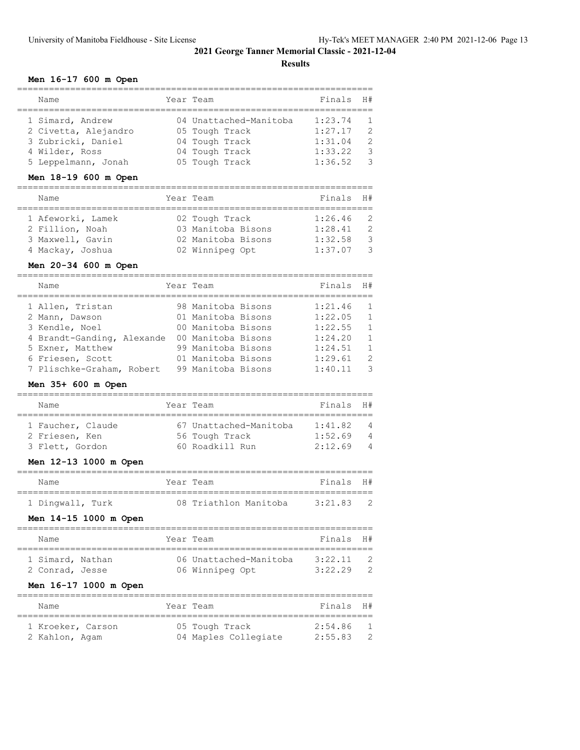## 2021 George Tanner Memorial Classic - 2021-12-04

### Results

#### Men 16-17 600 m Open

| | Name | Year | Team | Finals | H# |
|---|---|---|---|---|---|
| 1 | Simard, Andrew | 04 | Unattached-Manitoba | 1:23.74 | 1 |
| 2 | Civetta, Alejandro | 05 | Tough Track | 1:27.17 | 2 |
| 3 | Zubricki, Daniel | 04 | Tough Track | 1:31.04 | 2 |
| 4 | Wilder, Ross | 04 | Tough Track | 1:33.22 | 3 |
| 5 | Leppelmann, Jonah | 05 | Tough Track | 1:36.52 | 3 |

#### Men 18-19 600 m Open

| | Name | Year | Team | Finals | H# |
|---|---|---|---|---|---|
| 1 | Afeworki, Lamek | 02 | Tough Track | 1:26.46 | 2 |
| 2 | Fillion, Noah | 03 | Manitoba Bisons | 1:28.41 | 2 |
| 3 | Maxwell, Gavin | 02 | Manitoba Bisons | 1:32.58 | 3 |
| 4 | Mackay, Joshua | 02 | Winnipeg Opt | 1:37.07 | 3 |

#### Men 20-34 600 m Open

| | Name | Year | Team | Finals | H# |
|---|---|---|---|---|---|
| 1 | Allen, Tristan | 98 | Manitoba Bisons | 1:21.46 | 1 |
| 2 | Mann, Dawson | 01 | Manitoba Bisons | 1:22.05 | 1 |
| 3 | Kendle, Noel | 00 | Manitoba Bisons | 1:22.55 | 1 |
| 4 | Brandt-Ganding, Alexande | 00 | Manitoba Bisons | 1:24.20 | 1 |
| 5 | Exner, Matthew | 99 | Manitoba Bisons | 1:24.51 | 1 |
| 6 | Friesen, Scott | 01 | Manitoba Bisons | 1:29.61 | 2 |
| 7 | Plischke-Graham, Robert | 99 | Manitoba Bisons | 1:40.11 | 3 |

#### Men 35+ 600 m Open

| | Name | Year | Team | Finals | H# |
|---|---|---|---|---|---|
| 1 | Faucher, Claude | 67 | Unattached-Manitoba | 1:41.82 | 4 |
| 2 | Friesen, Ken | 56 | Tough Track | 1:52.69 | 4 |
| 3 | Flett, Gordon | 60 | Roadkill Run | 2:12.69 | 4 |

#### Men 12-13 1000 m Open

| | Name | Year | Team | Finals | H# |
|---|---|---|---|---|---|
| 1 | Dingwall, Turk | 08 | Triathlon Manitoba | 3:21.83 | 2 |

#### Men 14-15 1000 m Open

| | Name | Year | Team | Finals | H# |
|---|---|---|---|---|---|
| 1 | Simard, Nathan | 06 | Unattached-Manitoba | 3:22.11 | 2 |
| 2 | Conrad, Jesse | 06 | Winnipeg Opt | 3:22.29 | 2 |

#### Men 16-17 1000 m Open

| | Name | Year | Team | Finals | H# |
|---|---|---|---|---|---|
| 1 | Kroeker, Carson | 05 | Tough Track | 2:54.86 | 1 |
| 2 | Kahlon, Agam | 04 | Maples Collegiate | 2:55.83 | 2 |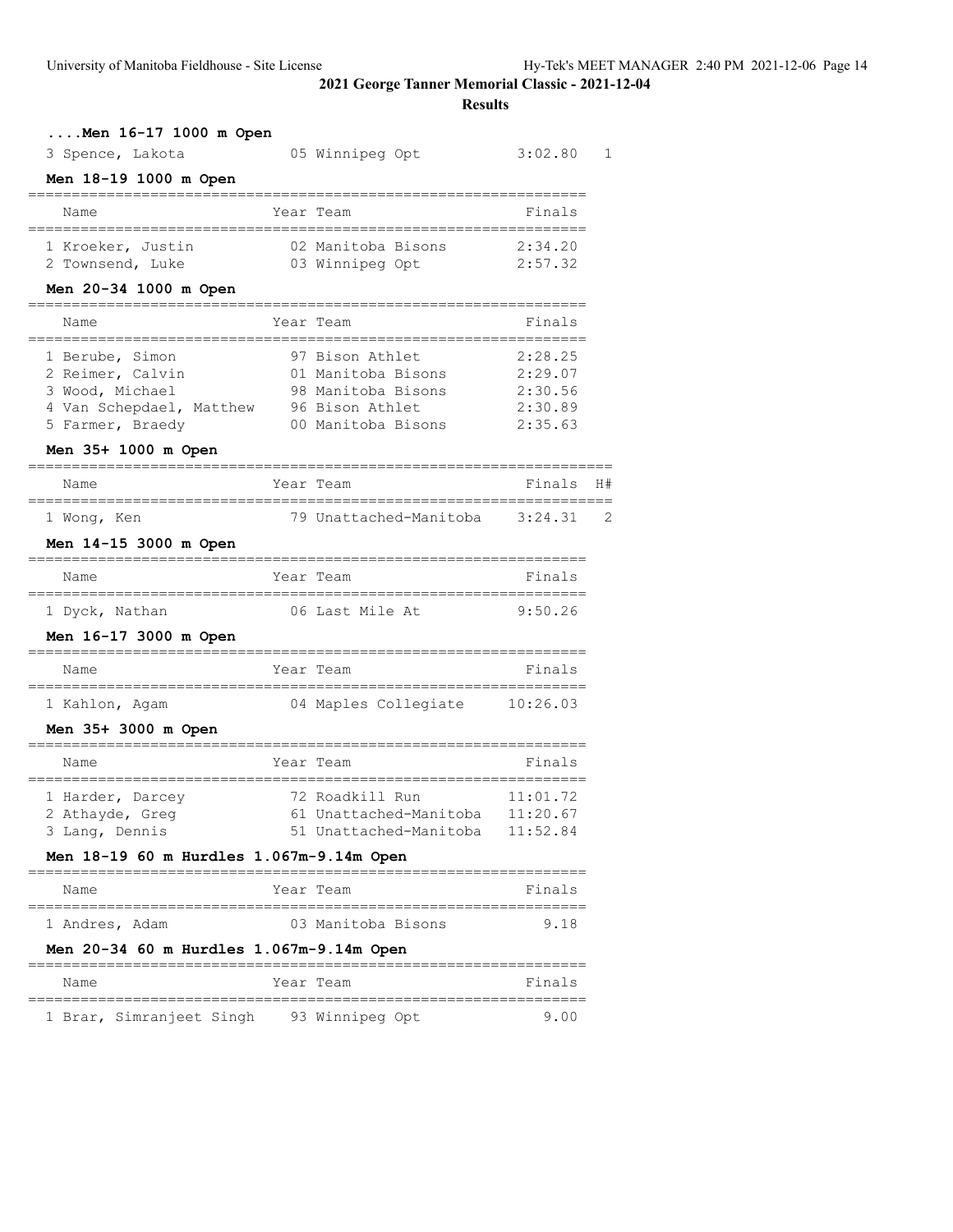### ....Men 16-17 1000 m Open

| Name | Year | Team | Finals | H# |
| --- | --- | --- | --- | --- |
| 3 Spence, Lakota | 05 | Winnipeg Opt | 3:02.80 | 1 |

### Men 18-19 1000 m Open

| Name | Year | Team | Finals |
| --- | --- | --- | --- |
| 1 Kroeker, Justin | 02 | Manitoba Bisons | 2:34.20 |
| 2 Townsend, Luke | 03 | Winnipeg Opt | 2:57.32 |

### Men 20-34 1000 m Open

| Name | Year | Team | Finals |
| --- | --- | --- | --- |
| 1 Berube, Simon | 97 | Bison Athlet | 2:28.25 |
| 2 Reimer, Calvin | 01 | Manitoba Bisons | 2:29.07 |
| 3 Wood, Michael | 98 | Manitoba Bisons | 2:30.56 |
| 4 Van Schepdael, Matthew | 96 | Bison Athlet | 2:30.89 |
| 5 Farmer, Braedy | 00 | Manitoba Bisons | 2:35.63 |

### Men 35+ 1000 m Open

| Name | Year | Team | Finals | H# |
| --- | --- | --- | --- | --- |
| 1 Wong, Ken | 79 | Unattached-Manitoba | 3:24.31 | 2 |

### Men 14-15 3000 m Open

| Name | Year | Team | Finals |
| --- | --- | --- | --- |
| 1 Dyck, Nathan | 06 | Last Mile At | 9:50.26 |

### Men 16-17 3000 m Open

| Name | Year | Team | Finals |
| --- | --- | --- | --- |
| 1 Kahlon, Agam | 04 | Maples Collegiate | 10:26.03 |

### Men 35+ 3000 m Open

| Name | Year | Team | Finals |
| --- | --- | --- | --- |
| 1 Harder, Darcey | 72 | Roadkill Run | 11:01.72 |
| 2 Athayde, Greg | 61 | Unattached-Manitoba | 11:20.67 |
| 3 Lang, Dennis | 51 | Unattached-Manitoba | 11:52.84 |

### Men 18-19 60 m Hurdles 1.067m-9.14m Open

| Name | Year | Team | Finals |
| --- | --- | --- | --- |
| 1 Andres, Adam | 03 | Manitoba Bisons | 9.18 |

### Men 20-34 60 m Hurdles 1.067m-9.14m Open

| Name | Year | Team | Finals |
| --- | --- | --- | --- |
| 1 Brar, Simranjeet Singh | 93 | Winnipeg Opt | 9.00 |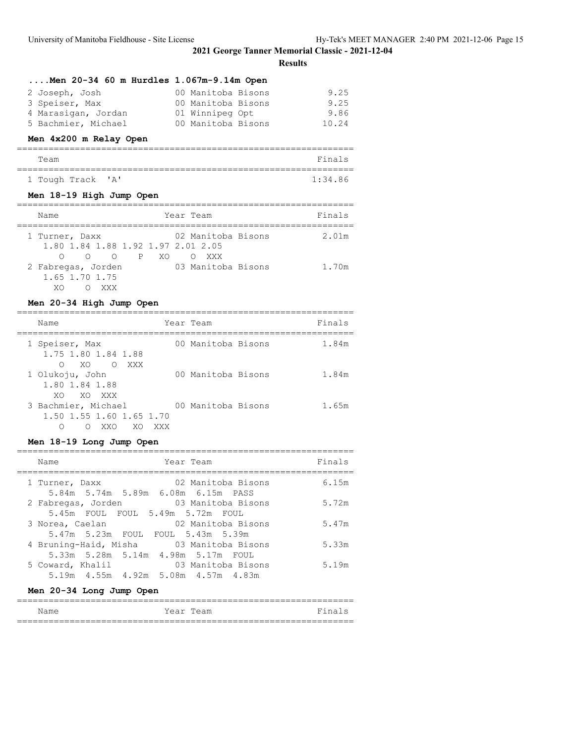## 2021 George Tanner Memorial Classic - 2021-12-04

**Results**

### ....Men 20-34 60 m Hurdles 1.067m-9.14m Open

| Place | Name | Year | Team | Finals |
|---|---|---|---|---|
| 2 | Joseph, Josh | 00 | Manitoba Bisons | 9.25 |
| 3 | Speiser, Max | 00 | Manitoba Bisons | 9.25 |
| 4 | Marasigan, Jordan | 01 | Winnipeg Opt | 9.86 |
| 5 | Bachmier, Michael | 00 | Manitoba Bisons | 10.24 |

### Men 4x200 m Relay Open

| Place | Team | Finals |
|---|---|---|
| 1 | Tough Track 'A' | 1:34.86 |

### Men 18-19 High Jump Open

| Place | Name | Year | Team | Finals |
|---|---|---|---|---|
| 1 | Turner, Daxx | 02 | Manitoba Bisons | 2.01m |
| | 1.80 1.84 1.88 1.92 1.97 2.01 2.05 | | | |
| | O O O P XO O XXX | | | |
| 2 | Fabregas, Jorden | 03 | Manitoba Bisons | 1.70m |
| | 1.65 1.70 1.75 | | | |
| | XO O XXX | | | |

### Men 20-34 High Jump Open

| Place | Name | Year | Team | Finals |
|---|---|---|---|---|
| 1 | Speiser, Max | 00 | Manitoba Bisons | 1.84m |
| | 1.75 1.80 1.84 1.88 | | | |
| | O XO O XXX | | | |
| 1 | Olukoju, John | 00 | Manitoba Bisons | 1.84m |
| | 1.80 1.84 1.88 | | | |
| | XO XO XXX | | | |
| 3 | Bachmier, Michael | 00 | Manitoba Bisons | 1.65m |
| | 1.50 1.55 1.60 1.65 1.70 | | | |
| | O O XXO XO XXX | | | |

### Men 18-19 Long Jump Open

| Place | Name | Year | Team | Finals |
|---|---|---|---|---|
| 1 | Turner, Daxx | 02 | Manitoba Bisons | 6.15m |
| | 5.84m 5.74m 5.89m 6.08m 6.15m PASS | | | |
| 2 | Fabregas, Jorden | 03 | Manitoba Bisons | 5.72m |
| | 5.45m FOUL FOUL 5.49m 5.72m FOUL | | | |
| 3 | Norea, Caelan | 02 | Manitoba Bisons | 5.47m |
| | 5.47m 5.23m FOUL FOUL 5.43m 5.39m | | | |
| 4 | Bruning-Haid, Misha | 03 | Manitoba Bisons | 5.33m |
| | 5.33m 5.28m 5.14m 4.98m 5.17m FOUL | | | |
| 5 | Coward, Khalil | 03 | Manitoba Bisons | 5.19m |
| | 5.19m 4.55m 4.92m 5.08m 4.57m 4.83m | | | |

### Men 20-34 Long Jump Open

| Name | Year | Team | Finals |
|---|---|---|---|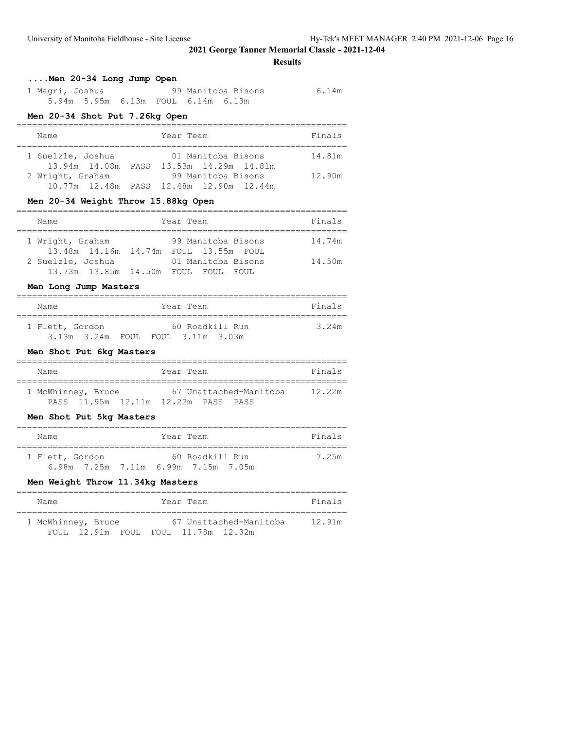## 2021 George Tanner Memorial Classic - 2021-12-04

### Results

#### ....Men 20-34 Long Jump Open

| | | | |
|---|---|---|---|
| 1 | Magri, Joshua | 99 Manitoba Bisons | 6.14m |
| | 5.94m 5.95m 6.13m FOUL 6.14m 6.13m | | |

#### Men 20-34 Shot Put 7.26kg Open

| | Name | Year Team | Finals |
|---|---|---|---|
| 1 | Suelzle, Joshua | 01 Manitoba Bisons | 14.81m |
| | 13.94m 14.08m PASS 13.53m 14.29m 14.81m | | |
| 2 | Wright, Graham | 99 Manitoba Bisons | 12.90m |
| | 10.77m 12.48m PASS 12.48m 12.90m 12.44m | | |

#### Men 20-34 Weight Throw 15.88kg Open

| | Name | Year Team | Finals |
|---|---|---|---|
| 1 | Wright, Graham | 99 Manitoba Bisons | 14.74m |
| | 13.48m 14.16m 14.74m FOUL 13.55m FOUL | | |
| 2 | Suelzle, Joshua | 01 Manitoba Bisons | 14.50m |
| | 13.73m 13.85m 14.50m FOUL FOUL FOUL | | |

#### Men Long Jump Masters

| | Name | Year Team | Finals |
|---|---|---|---|
| 1 | Flett, Gordon | 60 Roadkill Run | 3.24m |
| | 3.13m 3.24m FOUL FOUL 3.11m 3.03m | | |

#### Men Shot Put 6kg Masters

| | Name | Year Team | Finals |
|---|---|---|---|
| 1 | McWhinney, Bruce | 67 Unattached-Manitoba | 12.22m |
| | PASS 11.95m 12.11m 12.22m PASS PASS | | |

#### Men Shot Put 5kg Masters

| | Name | Year Team | Finals |
|---|---|---|---|
| 1 | Flett, Gordon | 60 Roadkill Run | 7.25m |
| | 6.98m 7.25m 7.11m 6.99m 7.15m 7.05m | | |

#### Men Weight Throw 11.34kg Masters

| | Name | Year Team | Finals |
|---|---|---|---|
| 1 | McWhinney, Bruce | 67 Unattached-Manitoba | 12.91m |
| | FOUL 12.91m FOUL FOUL 11.78m 12.32m | | |